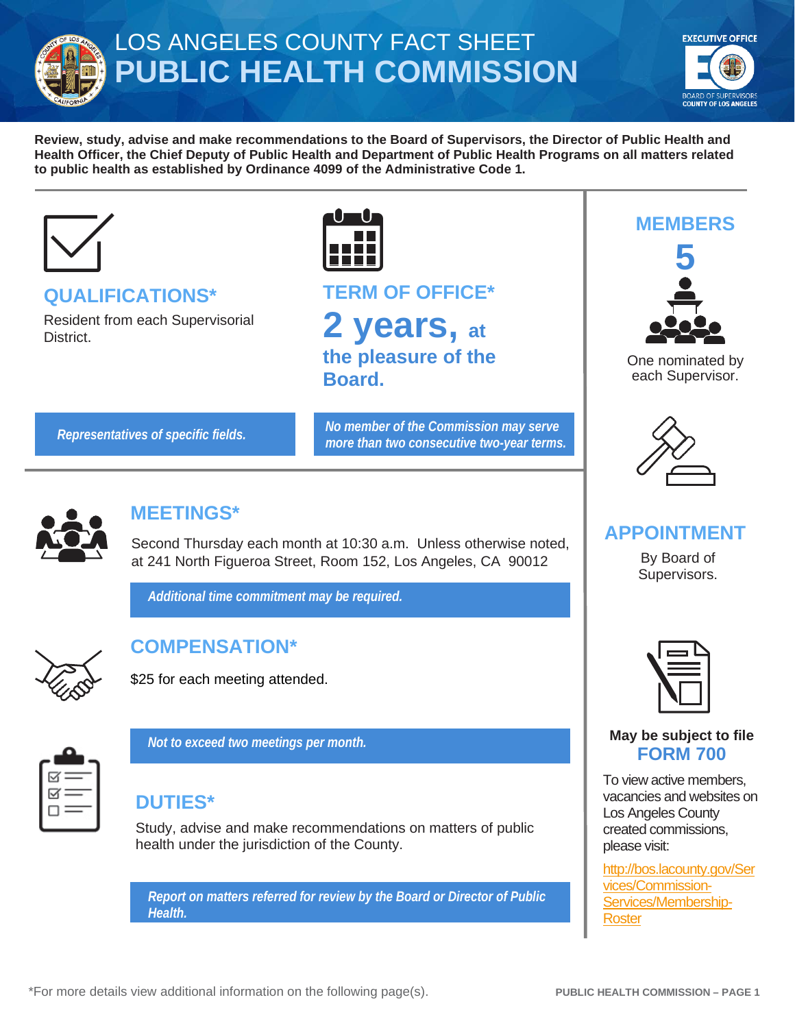# LOS ANGELES COUNTY FACT SHEET
# PUBLIC HEALTH COMMISSION

**Review, study, advise and make recommendations to the Board of Supervisors, the Director of Public Health and Health Officer, the Chief Deputy of Public Health and Department of Public Health Programs on all matters related to public health as established by Ordinance 4099 of the Administrative Code 1.**

## QUALIFICATIONS*

Resident from each Supervisorial District.

*Representatives of specific fields.*

## TERM OF OFFICE*

**2 years, at the pleasure of the Board.**

*No member of the Commission may serve more than two consecutive two-year terms.*

## MEMBERS

**5**

One nominated by each Supervisor.

## MEETINGS*

Second Thursday each month at 10:30 a.m. Unless otherwise noted, at 241 North Figueroa Street, Room 152, Los Angeles, CA 90012

*Additional time commitment may be required.*

## COMPENSATION*

$25 for each meeting attended.

*Not to exceed two meetings per month.*

## DUTIES*

Study, advise and make recommendations on matters of public health under the jurisdiction of the County.

*Report on matters referred for review by the Board or Director of Public Health.*

## APPOINTMENT

By Board of Supervisors.

**May be subject to file FORM 700**

To view active members, vacancies and websites on Los Angeles County created commissions, please visit:

http://bos.lacounty.gov/Services/Commission-Services/Membership-Roster

*For more details view additional information on the following page(s).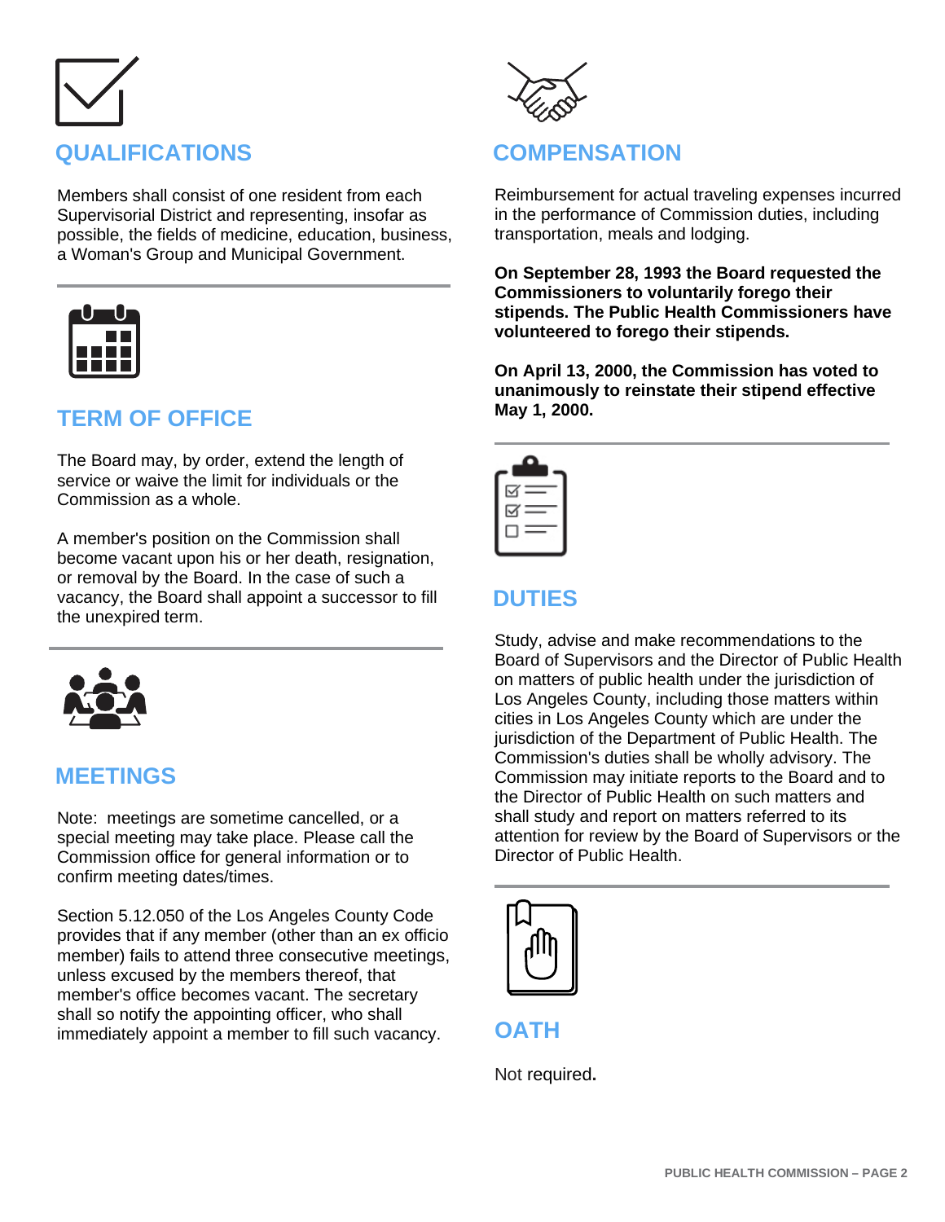## QUALIFICATIONS

Members shall consist of one resident from each Supervisorial District and representing, insofar as possible, the fields of medicine, education, business, a Woman's Group and Municipal Government.

## TERM OF OFFICE

The Board may, by order, extend the length of service or waive the limit for individuals or the Commission as a whole.

A member's position on the Commission shall become vacant upon his or her death, resignation, or removal by the Board. In the case of such a vacancy, the Board shall appoint a successor to fill the unexpired term.

## MEETINGS

Note: meetings are sometime cancelled, or a special meeting may take place. Please call the Commission office for general information or to confirm meeting dates/times.

Section 5.12.050 of the Los Angeles County Code provides that if any member (other than an ex officio member) fails to attend three consecutive meetings, unless excused by the members thereof, that member's office becomes vacant. The secretary shall so notify the appointing officer, who shall immediately appoint a member to fill such vacancy.

## COMPENSATION

Reimbursement for actual traveling expenses incurred in the performance of Commission duties, including transportation, meals and lodging.

**On September 28, 1993 the Board requested the Commissioners to voluntarily forego their stipends. The Public Health Commissioners have volunteered to forego their stipends.**

**On April 13, 2000, the Commission has voted to unanimously to reinstate their stipend effective May 1, 2000.**

## DUTIES

Study, advise and make recommendations to the Board of Supervisors and the Director of Public Health on matters of public health under the jurisdiction of Los Angeles County, including those matters within cities in Los Angeles County which are under the jurisdiction of the Department of Public Health. The Commission's duties shall be wholly advisory. The Commission may initiate reports to the Board and to the Director of Public Health on such matters and shall study and report on matters referred to its attention for review by the Board of Supervisors or the Director of Public Health.

## OATH

Not required.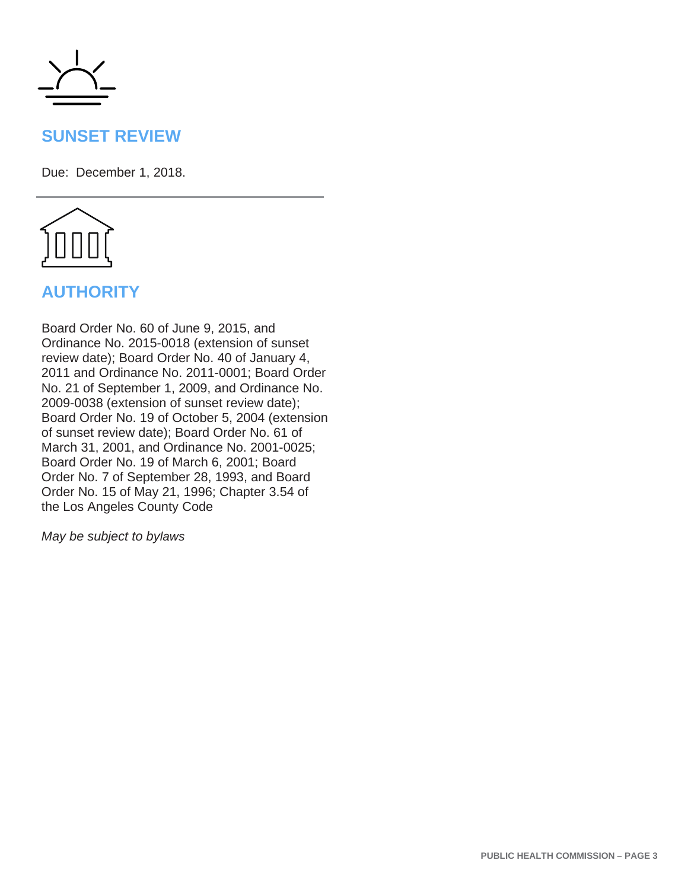## SUNSET REVIEW

Due: December 1, 2018.

---

## AUTHORITY

Board Order No. 60 of June 9, 2015, and Ordinance No. 2015-0018 (extension of sunset review date); Board Order No. 40 of January 4, 2011 and Ordinance No. 2011-0001; Board Order No. 21 of September 1, 2009, and Ordinance No. 2009-0038 (extension of sunset review date); Board Order No. 19 of October 5, 2004 (extension of sunset review date); Board Order No. 61 of March 31, 2001, and Ordinance No. 2001-0025; Board Order No. 19 of March 6, 2001; Board Order No. 7 of September 28, 1993, and Board Order No. 15 of May 21, 1996; Chapter 3.54 of the Los Angeles County Code

*May be subject to bylaws*